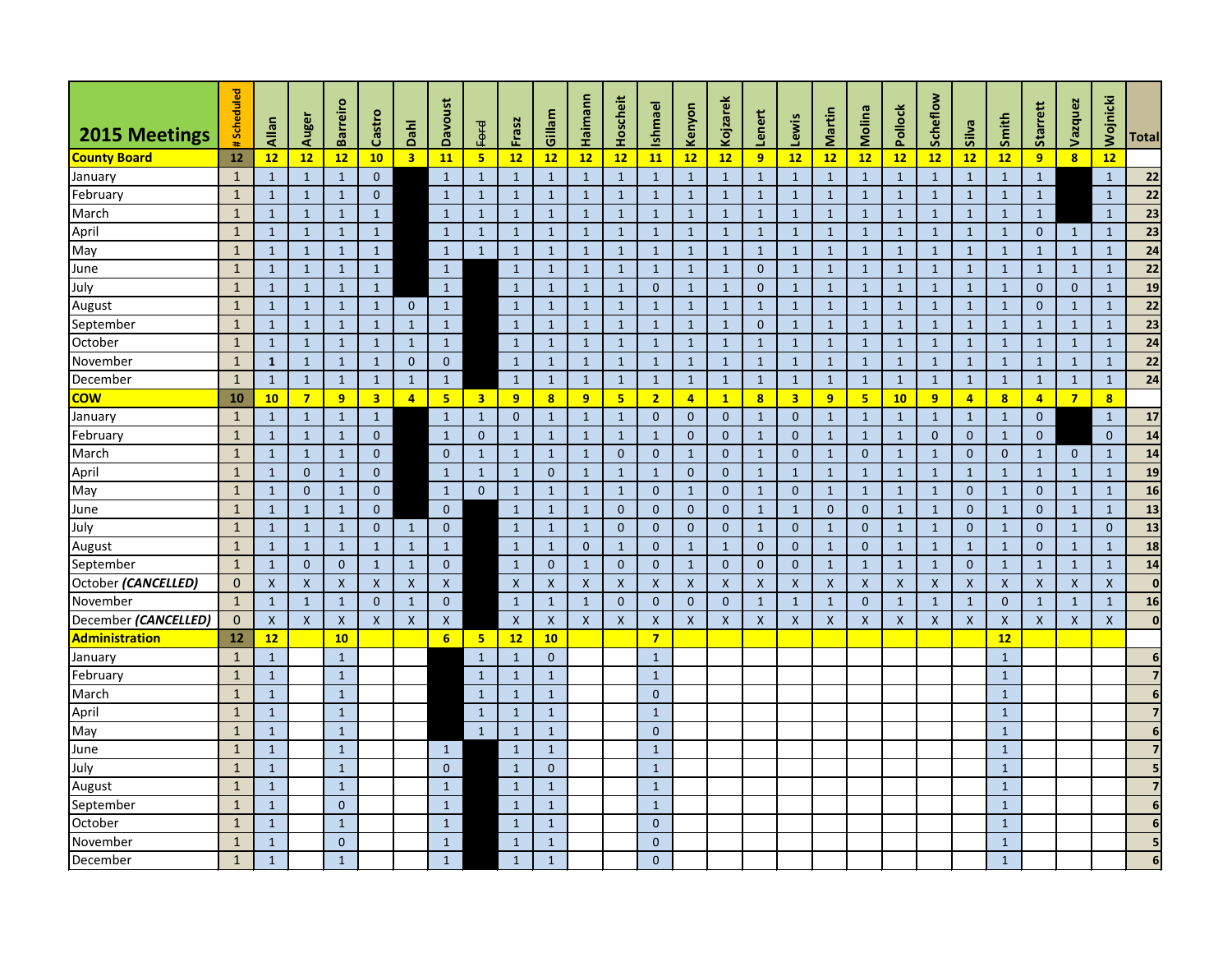| 2015 Meetings | # Scheduled | Allan | Auger | Barreiro | Castro | Dahl | Davoust | ~~Ford~~ | Frasz | Gillam | Haimann | Hoscheit | Ishmael | Kenyon | Kojzarek | Lenert | Lewis | Martin | Molina | Pollock | Scheflow | Silva | Smith | Starrett | Vazquez | Wojnicki | Total |
|---|---|---|---|---|---|---|---|---|---|---|---|---|---|---|---|---|---|---|---|---|---|---|---|---|---|---|---|
| **County Board** | **12** | **12** | **12** | **12** | **10** | **3** | **11** | **5** | **12** | **12** | **12** | **12** | **11** | **12** | **12** | **9** | **12** | **12** | **12** | **12** | **12** | **12** | **12** | **9** | **8** | **12** | |
| January | 1 | 1 | 1 | 1 | 0 | | 1 | 1 | 1 | 1 | 1 | 1 | 1 | 1 | 1 | 1 | 1 | 1 | 1 | 1 | 1 | 1 | 1 | 1 | | 1 | **22** |
| February | 1 | 1 | 1 | 1 | 0 | | 1 | 1 | 1 | 1 | 1 | 1 | 1 | 1 | 1 | 1 | 1 | 1 | 1 | 1 | 1 | 1 | 1 | 1 | | 1 | **22** |
| March | 1 | 1 | 1 | 1 | 1 | | 1 | 1 | 1 | 1 | 1 | 1 | 1 | 1 | 1 | 1 | 1 | 1 | 1 | 1 | 1 | 1 | 1 | 1 | | 1 | **23** |
| April | 1 | 1 | 1 | 1 | 1 | | 1 | 1 | 1 | 1 | 1 | 1 | 1 | 1 | 1 | 1 | 1 | 1 | 1 | 1 | 1 | 1 | 1 | 0 | 1 | 1 | **23** |
| May | 1 | 1 | 1 | 1 | 1 | | 1 | 1 | 1 | 1 | 1 | 1 | 1 | 1 | 1 | 1 | 1 | 1 | 1 | 1 | 1 | 1 | 1 | 1 | 1 | 1 | **24** |
| June | 1 | 1 | 1 | 1 | 1 | | 1 | | 1 | 1 | 1 | 1 | 1 | 1 | 1 | 0 | 1 | 1 | 1 | 1 | 1 | 1 | 1 | 1 | 1 | 1 | **22** |
| July | 1 | 1 | 1 | 1 | 1 | | 1 | | 1 | 1 | 1 | 1 | 0 | 1 | 1 | 0 | 1 | 1 | 1 | 1 | 1 | 1 | 1 | 0 | 0 | 1 | **19** |
| August | 1 | 1 | 1 | 1 | 1 | 0 | 1 | | 1 | 1 | 1 | 1 | 1 | 1 | 1 | 1 | 1 | 1 | 1 | 1 | 1 | 1 | 1 | 0 | 1 | 1 | **22** |
| September | 1 | 1 | 1 | 1 | 1 | 1 | 1 | | 1 | 1 | 1 | 1 | 1 | 1 | 1 | 0 | 1 | 1 | 1 | 1 | 1 | 1 | 1 | 1 | 1 | 1 | **23** |
| October | 1 | 1 | 1 | 1 | 1 | 1 | 1 | | 1 | 1 | 1 | 1 | 1 | 1 | 1 | 1 | 1 | 1 | 1 | 1 | 1 | 1 | 1 | 1 | 1 | 1 | **24** |
| November | 1 | **1** | 1 | 1 | 1 | 0 | 0 | | 1 | 1 | 1 | 1 | 1 | 1 | 1 | 1 | 1 | 1 | 1 | 1 | 1 | 1 | 1 | 1 | 1 | 1 | **22** |
| December | 1 | 1 | 1 | 1 | 1 | 1 | 1 | | 1 | 1 | 1 | 1 | 1 | 1 | 1 | 1 | 1 | 1 | 1 | 1 | 1 | 1 | 1 | 1 | 1 | 1 | **24** |
| **COW** | **10** | **10** | **7** | **9** | **3** | **4** | **5** | **3** | **9** | **8** | **9** | **5** | **2** | **4** | **1** | **8** | **3** | **9** | **5** | **10** | **9** | **4** | **8** | **4** | **7** | **8** | |
| January | 1 | 1 | 1 | 1 | 1 | | 1 | 1 | 0 | 1 | 1 | 1 | 0 | 0 | 0 | 1 | 0 | 1 | 1 | 1 | 1 | 1 | 1 | 0 | | 1 | **17** |
| February | 1 | 1 | 1 | 1 | 0 | | 1 | 0 | 1 | 1 | 1 | 1 | 1 | 0 | 0 | 1 | 0 | 1 | 1 | 1 | 0 | 0 | 1 | 0 | | 0 | **14** |
| March | 1 | 1 | 1 | 1 | 0 | | 0 | 1 | 1 | 1 | 1 | 0 | 0 | 1 | 0 | 1 | 0 | 1 | 0 | 1 | 1 | 0 | 0 | 1 | 0 | 1 | **14** |
| April | 1 | 1 | 0 | 1 | 0 | | 1 | 1 | 1 | 0 | 1 | 1 | 1 | 0 | 0 | 1 | 1 | 1 | 1 | 1 | 1 | 1 | 1 | 1 | 1 | 1 | **19** |
| May | 1 | 1 | 0 | 1 | 0 | | 1 | 0 | 1 | 1 | 1 | 1 | 0 | 1 | 0 | 1 | 0 | 1 | 1 | 1 | 1 | 0 | 1 | 0 | 1 | 1 | **16** |
| June | 1 | 1 | 1 | 1 | 0 | | 0 | | 1 | 1 | 1 | 0 | 0 | 0 | 0 | 1 | 1 | 0 | 0 | 1 | 1 | 0 | 1 | 0 | 1 | 1 | **13** |
| July | 1 | 1 | 1 | 1 | 0 | 1 | 0 | | 1 | 1 | 1 | 0 | 0 | 0 | 0 | 1 | 0 | 1 | 0 | 1 | 1 | 0 | 1 | 0 | 1 | 0 | **13** |
| August | 1 | 1 | 1 | 1 | 1 | 1 | 1 | | 1 | 1 | 0 | 1 | 0 | 1 | 1 | 0 | 0 | 1 | 0 | 1 | 1 | 1 | 1 | 0 | 1 | 1 | **18** |
| September | 1 | 1 | 0 | 0 | 1 | 1 | 0 | | 1 | 0 | 1 | 0 | 0 | 1 | 0 | 0 | 0 | 1 | 1 | 1 | 1 | 0 | 1 | 1 | 1 | 1 | **14** |
| October ***(CANCELLED)*** | 0 | X | X | X | X | X | X | | X | X | X | X | X | X | X | X | X | X | X | X | X | X | X | X | X | X | **0** |
| November | 1 | 1 | 1 | 1 | 0 | 1 | 0 | | 1 | 1 | 1 | 0 | 0 | 0 | 0 | 1 | 1 | 1 | 0 | 1 | 1 | 1 | 0 | 1 | 1 | 1 | **16** |
| December ***(CANCELLED)*** | 0 | X | X | X | X | X | X | | X | X | X | X | X | X | X | X | X | X | X | X | X | X | X | X | X | X | **0** |
| **Administration** | **12** | **12** | | **10** | | | **6** | **5** | **12** | **10** | | | **7** | | | | | | | | | | **12** | | | | |
| January | 1 | 1 | | 1 | | | | 1 | 1 | 0 | | | 1 | | | | | | | | | | 1 | | | | **6** |
| February | 1 | 1 | | 1 | | | | 1 | 1 | 1 | | | 1 | | | | | | | | | | 1 | | | | **7** |
| March | 1 | 1 | | 1 | | | | 1 | 1 | 1 | | | 0 | | | | | | | | | | 1 | | | | **6** |
| April | 1 | 1 | | 1 | | | | 1 | 1 | 1 | | | 1 | | | | | | | | | | 1 | | | | **7** |
| May | 1 | 1 | | 1 | | | | 1 | 1 | 1 | | | 0 | | | | | | | | | | 1 | | | | **6** |
| June | 1 | 1 | | 1 | | | 1 | | 1 | 1 | | | 1 | | | | | | | | | | 1 | | | | **7** |
| July | 1 | 1 | | 1 | | | 0 | | 1 | 0 | | | 1 | | | | | | | | | | 1 | | | | **5** |
| August | 1 | 1 | | 1 | | | 1 | | 1 | 1 | | | 1 | | | | | | | | | | 1 | | | | **7** |
| September | 1 | 1 | | 0 | | | 1 | | 1 | 1 | | | 1 | | | | | | | | | | 1 | | | | **6** |
| October | 1 | 1 | | 1 | | | 1 | | 1 | 1 | | | 0 | | | | | | | | | | 1 | | | | **6** |
| November | 1 | 1 | | 0 | | | 1 | | 1 | 1 | | | 0 | | | | | | | | | | 1 | | | | **5** |
| December | 1 | 1 | | 1 | | | 1 | | 1 | 1 | | | 0 | | | | | | | | | | 1 | | | | **6** |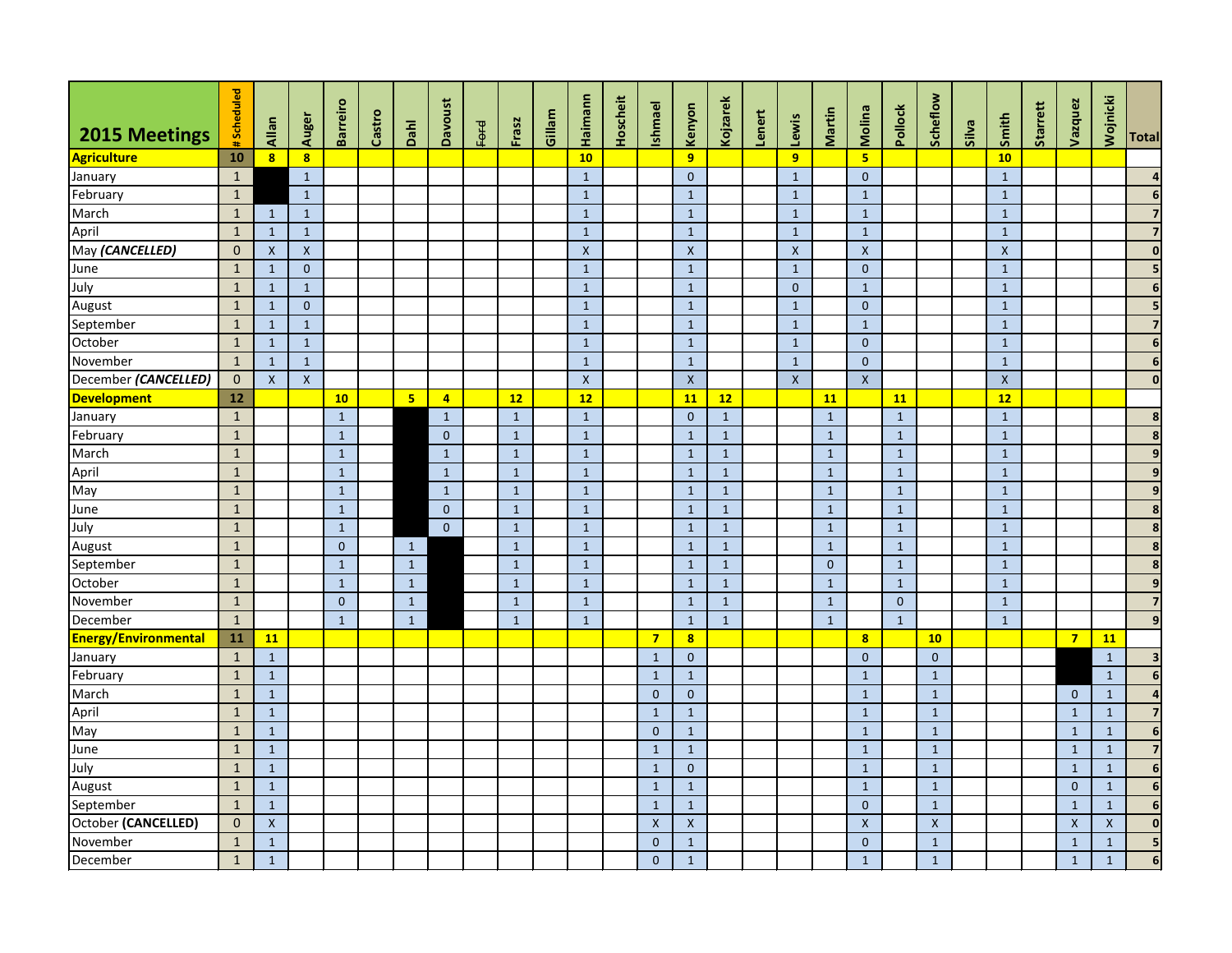| 2015 Meetings | # Scheduled | Allan | Auger | Barreiro | Castro | Dahl | Davoust | ~~Ford~~ | Frasz | Gillam | Haimann | Hoscheit | Ishmael | Kenyon | Kojzarek | Lenert | Lewis | Martin | Molina | Pollock | Scheflow | Silva | Smith | Starrett | Vazquez | Wojnicki | Total |
|---|---|---|---|---|---|---|---|---|---|---|---|---|---|---|---|---|---|---|---|---|---|---|---|---|---|---|---|
| **Agriculture** | **10** | **8** | **8** | | | | | | | | **10** | | | **9** | | | **9** | | **5** | | | | **10** | | | | |
| January | 1 | | 1 | | | | | | | | 1 | | | 0 | | | 1 | | 0 | | | | 1 | | | | 4 |
| February | 1 | | 1 | | | | | | | | 1 | | | 1 | | | 1 | | 1 | | | | 1 | | | | 6 |
| March | 1 | 1 | 1 | | | | | | | | 1 | | | 1 | | | 1 | | 1 | | | | 1 | | | | 7 |
| April | 1 | 1 | 1 | | | | | | | | 1 | | | 1 | | | 1 | | 1 | | | | 1 | | | | 7 |
| May ***(CANCELLED)*** | 0 | X | X | | | | | | | | X | | | X | | | X | | X | | | | X | | | | 0 |
| June | 1 | 1 | 0 | | | | | | | | 1 | | | 1 | | | 1 | | 0 | | | | 1 | | | | 5 |
| July | 1 | 1 | 1 | | | | | | | | 1 | | | 1 | | | 0 | | 1 | | | | 1 | | | | 6 |
| August | 1 | 1 | 0 | | | | | | | | 1 | | | 1 | | | 1 | | 0 | | | | 1 | | | | 5 |
| September | 1 | 1 | 1 | | | | | | | | 1 | | | 1 | | | 1 | | 1 | | | | 1 | | | | 7 |
| October | 1 | 1 | 1 | | | | | | | | 1 | | | 1 | | | 1 | | 0 | | | | 1 | | | | 6 |
| November | 1 | 1 | 1 | | | | | | | | 1 | | | 1 | | | 1 | | 0 | | | | 1 | | | | 6 |
| December ***(CANCELLED)*** | 0 | X | X | | | | | | | | X | | | X | | | X | | X | | | | X | | | | 0 |
| **Development** | **12** | | | **10** | | **5** | **4** | | **12** | | **12** | | | **11** | **12** | | | **11** | | **11** | | | **12** | | | | |
| January | 1 | | | 1 | | | 1 | | 1 | | 1 | | | 0 | 1 | | | 1 | | 1 | | | 1 | | | | 8 |
| February | 1 | | | 1 | | | 0 | | 1 | | 1 | | | 1 | 1 | | | 1 | | 1 | | | 1 | | | | 8 |
| March | 1 | | | 1 | | | 1 | | 1 | | 1 | | | 1 | 1 | | | 1 | | 1 | | | 1 | | | | 9 |
| April | 1 | | | 1 | | | 1 | | 1 | | 1 | | | 1 | 1 | | | 1 | | 1 | | | 1 | | | | 9 |
| May | 1 | | | 1 | | | 1 | | 1 | | 1 | | | 1 | 1 | | | 1 | | 1 | | | 1 | | | | 9 |
| June | 1 | | | 1 | | | 0 | | 1 | | 1 | | | 1 | 1 | | | 1 | | 1 | | | 1 | | | | 8 |
| July | 1 | | | 1 | | | 0 | | 1 | | 1 | | | 1 | 1 | | | 1 | | 1 | | | 1 | | | | 8 |
| August | 1 | | | 0 | | 1 | | | 1 | | 1 | | | 1 | 1 | | | 1 | | 1 | | | 1 | | | | 8 |
| September | 1 | | | 1 | | 1 | | | 1 | | 1 | | | 1 | 1 | | | 0 | | 1 | | | 1 | | | | 8 |
| October | 1 | | | 1 | | 1 | | | 1 | | 1 | | | 1 | 1 | | | 1 | | 1 | | | 1 | | | | 9 |
| November | 1 | | | 0 | | 1 | | | 1 | | 1 | | | 1 | 1 | | | 1 | | 0 | | | 1 | | | | 7 |
| December | 1 | | | 1 | | 1 | | | 1 | | 1 | | | 1 | 1 | | | 1 | | 1 | | | 1 | | | | 9 |
| **Energy/Environmental** | **11** | **11** | | | | | | | | | | | **7** | **8** | | | | | **8** | | **10** | | | | **7** | **11** | |
| January | 1 | 1 | | | | | | | | | | | 1 | 0 | | | | | 0 | | 0 | | | | | 1 | 3 |
| February | 1 | 1 | | | | | | | | | | | 1 | 1 | | | | | 1 | | 1 | | | | | 1 | 6 |
| March | 1 | 1 | | | | | | | | | | | 0 | 0 | | | | | 1 | | 1 | | | | 0 | 1 | 4 |
| April | 1 | 1 | | | | | | | | | | | 1 | 1 | | | | | 1 | | 1 | | | | 1 | 1 | 7 |
| May | 1 | 1 | | | | | | | | | | | 0 | 1 | | | | | 1 | | 1 | | | | 1 | 1 | 6 |
| June | 1 | 1 | | | | | | | | | | | 1 | 1 | | | | | 1 | | 1 | | | | 1 | 1 | 7 |
| July | 1 | 1 | | | | | | | | | | | 1 | 0 | | | | | 1 | | 1 | | | | 1 | 1 | 6 |
| August | 1 | 1 | | | | | | | | | | | 1 | 1 | | | | | 1 | | 1 | | | | 0 | 1 | 6 |
| September | 1 | 1 | | | | | | | | | | | 1 | 1 | | | | | 0 | | 1 | | | | 1 | 1 | 6 |
| October **(CANCELLED)** | 0 | X | | | | | | | | | | | X | X | | | | | X | | X | | | | X | X | 0 |
| November | 1 | 1 | | | | | | | | | | | 0 | 1 | | | | | 0 | | 1 | | | | 1 | 1 | 5 |
| December | 1 | 1 | | | | | | | | | | | 0 | 1 | | | | | 1 | | 1 | | | | 1 | 1 | 6 |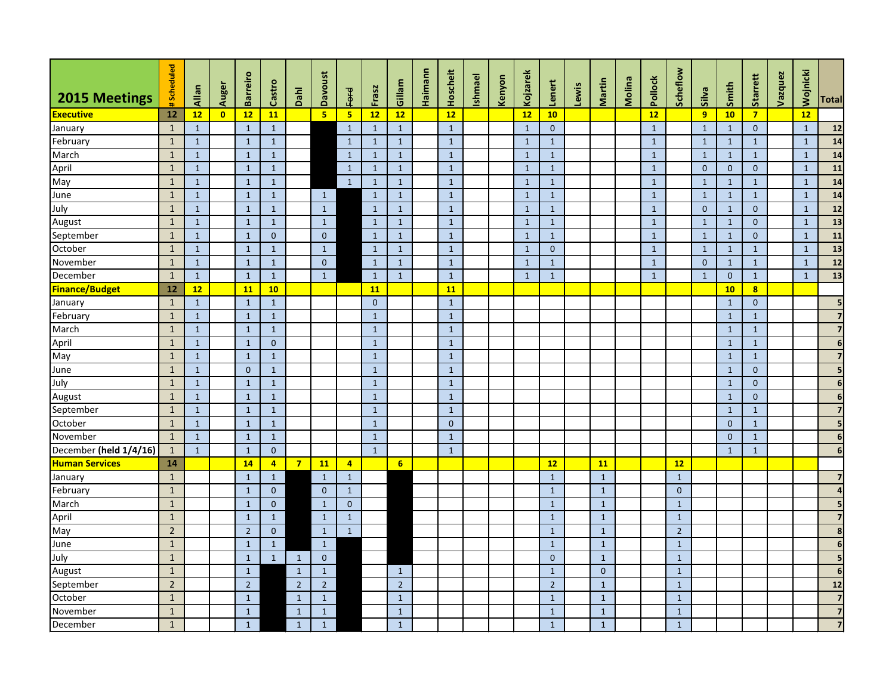| 2015 Meetings | # Scheduled | Allan | Auger | Barreiro | Castro | Dahl | Davoust | ~~Ford~~ | Frasz | Gillam | Haimann | Hoscheit | Ishmael | Kenyon | Kojzarek | Lenert | Lewis | Martin | Molina | Pollock | Scheflow | Silva | Smith | Starrett | Vazquez | Wojnicki | Total |
|---|---|---|---|---|---|---|---|---|---|---|---|---|---|---|---|---|---|---|---|---|---|---|---|---|---|---|---|
| **Executive** | **12** | **12** | **0** | **12** | **11** | | **5** | **5** | **12** | **12** | | **12** | | | **12** | **10** | | | | **12** | | **9** | **10** | **7** | | **12** | |
| January | 1 | 1 | | 1 | 1 | | | 1 | 1 | 1 | | 1 | | | 1 | 0 | | | | 1 | | 1 | 1 | 0 | | 1 | **12** |
| February | 1 | 1 | | 1 | 1 | | | 1 | 1 | 1 | | 1 | | | 1 | 1 | | | | 1 | | 1 | 1 | 1 | | 1 | **14** |
| March | 1 | 1 | | 1 | 1 | | | 1 | 1 | 1 | | 1 | | | 1 | 1 | | | | 1 | | 1 | 1 | 1 | | 1 | **14** |
| April | 1 | 1 | | 1 | 1 | | | 1 | 1 | 1 | | 1 | | | 1 | 1 | | | | 1 | | 0 | 0 | 0 | | 1 | **11** |
| May | 1 | 1 | | 1 | 1 | | | 1 | 1 | 1 | | 1 | | | 1 | 1 | | | | 1 | | 1 | 1 | 1 | | 1 | **14** |
| June | 1 | 1 | | 1 | 1 | | 1 | | 1 | 1 | | 1 | | | 1 | 1 | | | | 1 | | 1 | 1 | 1 | | 1 | **14** |
| July | 1 | 1 | | 1 | 1 | | 1 | | 1 | 1 | | 1 | | | 1 | 1 | | | | 1 | | 0 | 1 | 0 | | 1 | **12** |
| August | 1 | 1 | | 1 | 1 | | 1 | | 1 | 1 | | 1 | | | 1 | 1 | | | | 1 | | 1 | 1 | 0 | | 1 | **13** |
| September | 1 | 1 | | 1 | 0 | | 0 | | 1 | 1 | | 1 | | | 1 | 1 | | | | 1 | | 1 | 1 | 0 | | 1 | **11** |
| October | 1 | 1 | | 1 | 1 | | 1 | | 1 | 1 | | 1 | | | 1 | 0 | | | | 1 | | 1 | 1 | 1 | | 1 | **13** |
| November | 1 | 1 | | 1 | 1 | | 0 | | 1 | 1 | | 1 | | | 1 | 1 | | | | 1 | | 0 | 1 | 1 | | 1 | **12** |
| December | 1 | 1 | | 1 | 1 | | 1 | | 1 | 1 | | 1 | | | 1 | 1 | | | | 1 | | 1 | 0 | 1 | | 1 | **13** |
| **Finance/Budget** | **12** | **12** | | **11** | **10** | | | | **11** | | | **11** | | | | | | | | | | | **10** | **8** | | | |
| January | 1 | 1 | | 1 | 1 | | | | 0 | | | 1 | | | | | | | | | | | 1 | 0 | | | **5** |
| February | 1 | 1 | | 1 | 1 | | | | 1 | | | 1 | | | | | | | | | | | 1 | 1 | | | **7** |
| March | 1 | 1 | | 1 | 1 | | | | 1 | | | 1 | | | | | | | | | | | 1 | 1 | | | **7** |
| April | 1 | 1 | | 1 | 0 | | | | 1 | | | 1 | | | | | | | | | | | 1 | 1 | | | **6** |
| May | 1 | 1 | | 1 | 1 | | | | 1 | | | 1 | | | | | | | | | | | 1 | 1 | | | **7** |
| June | 1 | 1 | | 0 | 1 | | | | 1 | | | 1 | | | | | | | | | | | 1 | 0 | | | **5** |
| July | 1 | 1 | | 1 | 1 | | | | 1 | | | 1 | | | | | | | | | | | 1 | 0 | | | **6** |
| August | 1 | 1 | | 1 | 1 | | | | 1 | | | 1 | | | | | | | | | | | 1 | 0 | | | **6** |
| September | 1 | 1 | | 1 | 1 | | | | 1 | | | 1 | | | | | | | | | | | 1 | 1 | | | **7** |
| October | 1 | 1 | | 1 | 1 | | | | 1 | | | 0 | | | | | | | | | | | 0 | 1 | | | **5** |
| November | 1 | 1 | | 1 | 1 | | | | 1 | | | 1 | | | | | | | | | | | 0 | 1 | | | **6** |
| December **(held 1/4/16)** | 1 | 1 | | 1 | 0 | | | | 1 | | | 1 | | | | | | | | | | | 1 | 1 | | | **6** |
| **Human Services** | **14** | | | **14** | **4** | **7** | **11** | **4** | | **6** | | | | | | **12** | | **11** | | | **12** | | | | | | |
| January | 1 | | | 1 | 1 | | 1 | 1 | | | | | | | | 1 | | 1 | | | 1 | | | | | | **7** |
| February | 1 | | | 1 | 0 | | 0 | 1 | | | | | | | | 1 | | 1 | | | 0 | | | | | | **4** |
| March | 1 | | | 1 | 0 | | 1 | 0 | | | | | | | | 1 | | 1 | | | 1 | | | | | | **5** |
| April | 1 | | | 1 | 1 | | 1 | 1 | | | | | | | | 1 | | 1 | | | 1 | | | | | | **7** |
| May | 2 | | | 2 | 0 | | 1 | 1 | | | | | | | | 1 | | 1 | | | 2 | | | | | | **8** |
| June | 1 | | | 1 | 1 | | 1 | | | | | | | | | 1 | | 1 | | | 1 | | | | | | **6** |
| July | 1 | | | 1 | 1 | 1 | 0 | | | | | | | | | 0 | | 1 | | | 1 | | | | | | **5** |
| August | 1 | | | 1 | | 1 | 1 | | | 1 | | | | | | 1 | | 0 | | | 1 | | | | | | **6** |
| September | 2 | | | 2 | | 2 | 2 | | | 2 | | | | | | 2 | | 1 | | | 1 | | | | | | **12** |
| October | 1 | | | 1 | | 1 | 1 | | | 1 | | | | | | 1 | | 1 | | | 1 | | | | | | **7** |
| November | 1 | | | 1 | | 1 | 1 | | | 1 | | | | | | 1 | | 1 | | | 1 | | | | | | **7** |
| December | 1 | | | 1 | | 1 | 1 | | | 1 | | | | | | 1 | | 1 | | | 1 | | | | | | **7** |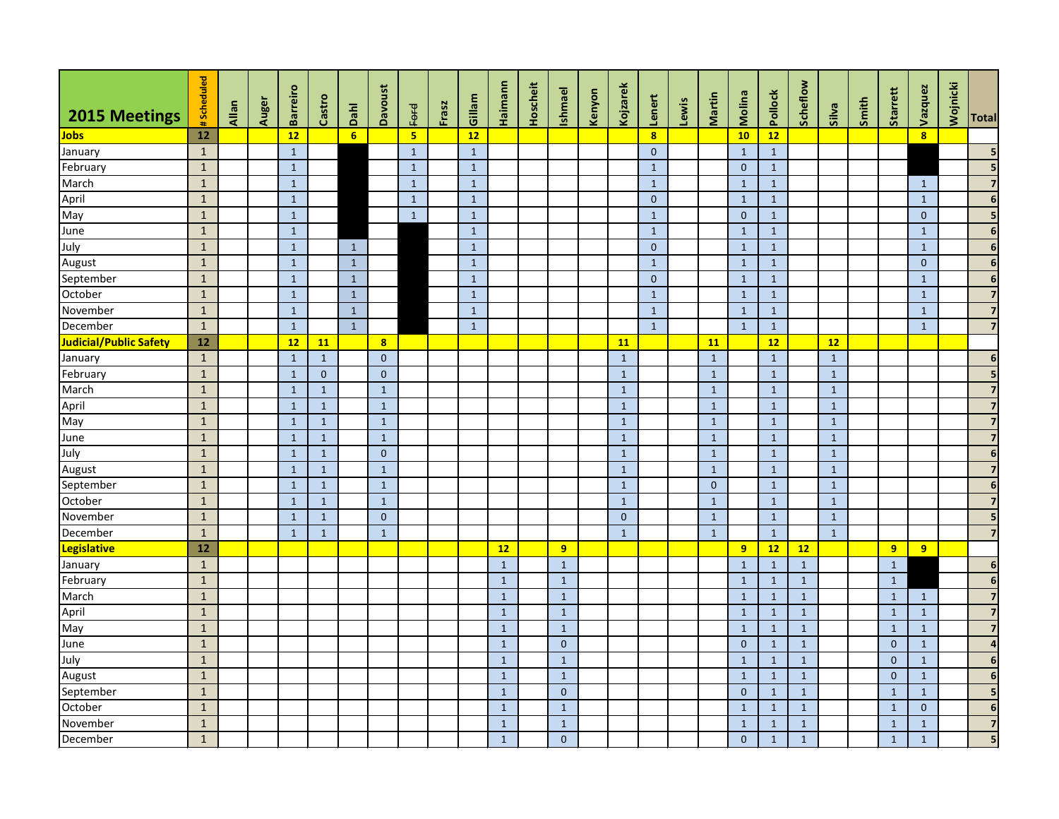| 2015 Meetings | # Scheduled | Allan | Auger | Barreiro | Castro | Dahl | Davoust | ~~Ford~~ | Frasz | Gillam | Haimann | Hoscheit | Ishmael | Kenyon | Kojzarek | Lenert | Lewis | Martin | Molina | Pollock | Scheflow | Silva | Smith | Starrett | Vazquez | Wojnicki | Total |
|---|---|---|---|---|---|---|---|---|---|---|---|---|---|---|---|---|---|---|---|---|---|---|---|---|---|---|---|
| **Jobs** | **12** | | | **12** | | **6** | | **5** | | **12** | | | | | | **8** | | | **10** | **12** | | | | | **8** | | |
| January | 1 | | | 1 | | | | 1 | | 1 | | | | | | 0 | | | 1 | 1 | | | | | | | 5 |
| February | 1 | | | 1 | | | | 1 | | 1 | | | | | | 1 | | | 0 | 1 | | | | | | | 5 |
| March | 1 | | | 1 | | | | 1 | | 1 | | | | | | 1 | | | 1 | 1 | | | | | 1 | | 7 |
| April | 1 | | | 1 | | | | 1 | | 1 | | | | | | 0 | | | 1 | 1 | | | | | 1 | | 6 |
| May | 1 | | | 1 | | | | 1 | | 1 | | | | | | 1 | | | 0 | 1 | | | | | 0 | | 5 |
| June | 1 | | | 1 | | | | | | 1 | | | | | | 1 | | | 1 | 1 | | | | | 1 | | 6 |
| July | 1 | | | 1 | | 1 | | | | 1 | | | | | | 0 | | | 1 | 1 | | | | | 1 | | 6 |
| August | 1 | | | 1 | | 1 | | | | 1 | | | | | | 1 | | | 1 | 1 | | | | | 0 | | 6 |
| September | 1 | | | 1 | | 1 | | | | 1 | | | | | | 0 | | | 1 | 1 | | | | | 1 | | 6 |
| October | 1 | | | 1 | | 1 | | | | 1 | | | | | | 1 | | | 1 | 1 | | | | | 1 | | 7 |
| November | 1 | | | 1 | | 1 | | | | 1 | | | | | | 1 | | | 1 | 1 | | | | | 1 | | 7 |
| December | 1 | | | 1 | | 1 | | | | 1 | | | | | | 1 | | | 1 | 1 | | | | | 1 | | 7 |
| **Judicial/Public Safety** | **12** | | | **12** | **11** | | **8** | | | | | | | | **11** | | | **11** | | **12** | | **12** | | | | | |
| January | 1 | | | 1 | 1 | | 0 | | | | | | | | 1 | | | 1 | | 1 | | 1 | | | | | 6 |
| February | 1 | | | 1 | 0 | | 0 | | | | | | | | 1 | | | 1 | | 1 | | 1 | | | | | 5 |
| March | 1 | | | 1 | 1 | | 1 | | | | | | | | 1 | | | 1 | | 1 | | 1 | | | | | 7 |
| April | 1 | | | 1 | 1 | | 1 | | | | | | | | 1 | | | 1 | | 1 | | 1 | | | | | 7 |
| May | 1 | | | 1 | 1 | | 1 | | | | | | | | 1 | | | 1 | | 1 | | 1 | | | | | 7 |
| June | 1 | | | 1 | 1 | | 1 | | | | | | | | 1 | | | 1 | | 1 | | 1 | | | | | 7 |
| July | 1 | | | 1 | 1 | | 0 | | | | | | | | 1 | | | 1 | | 1 | | 1 | | | | | 6 |
| August | 1 | | | 1 | 1 | | 1 | | | | | | | | 1 | | | 1 | | 1 | | 1 | | | | | 7 |
| September | 1 | | | 1 | 1 | | 1 | | | | | | | | 1 | | | 0 | | 1 | | 1 | | | | | 6 |
| October | 1 | | | 1 | 1 | | 1 | | | | | | | | 1 | | | 1 | | 1 | | 1 | | | | | 7 |
| November | 1 | | | 1 | 1 | | 0 | | | | | | | | 0 | | | 1 | | 1 | | 1 | | | | | 5 |
| December | 1 | | | 1 | 1 | | 1 | | | | | | | | 1 | | | 1 | | 1 | | 1 | | | | | 7 |
| **Legislative** | **12** | | | | | | | | | | **12** | | **9** | | | | | | **9** | **12** | **12** | | | **9** | **9** | | |
| January | 1 | | | | | | | | | | 1 | | 1 | | | | | | 1 | 1 | 1 | | | 1 | | | 6 |
| February | 1 | | | | | | | | | | 1 | | 1 | | | | | | 1 | 1 | 1 | | | 1 | | | 6 |
| March | 1 | | | | | | | | | | 1 | | 1 | | | | | | 1 | 1 | 1 | | | 1 | 1 | | 7 |
| April | 1 | | | | | | | | | | 1 | | 1 | | | | | | 1 | 1 | 1 | | | 1 | 1 | | 7 |
| May | 1 | | | | | | | | | | 1 | | 1 | | | | | | 1 | 1 | 1 | | | 1 | 1 | | 7 |
| June | 1 | | | | | | | | | | 1 | | 0 | | | | | | 0 | 1 | 1 | | | 0 | 1 | | 4 |
| July | 1 | | | | | | | | | | 1 | | 1 | | | | | | 1 | 1 | 1 | | | 0 | 1 | | 6 |
| August | 1 | | | | | | | | | | 1 | | 1 | | | | | | 1 | 1 | 1 | | | 0 | 1 | | 6 |
| September | 1 | | | | | | | | | | 1 | | 0 | | | | | | 0 | 1 | 1 | | | 1 | 1 | | 5 |
| October | 1 | | | | | | | | | | 1 | | 1 | | | | | | 1 | 1 | 1 | | | 1 | 0 | | 6 |
| November | 1 | | | | | | | | | | 1 | | 1 | | | | | | 1 | 1 | 1 | | | 1 | 1 | | 7 |
| December | 1 | | | | | | | | | | 1 | | 0 | | | | | | 0 | 1 | 1 | | | 1 | 1 | | 5 |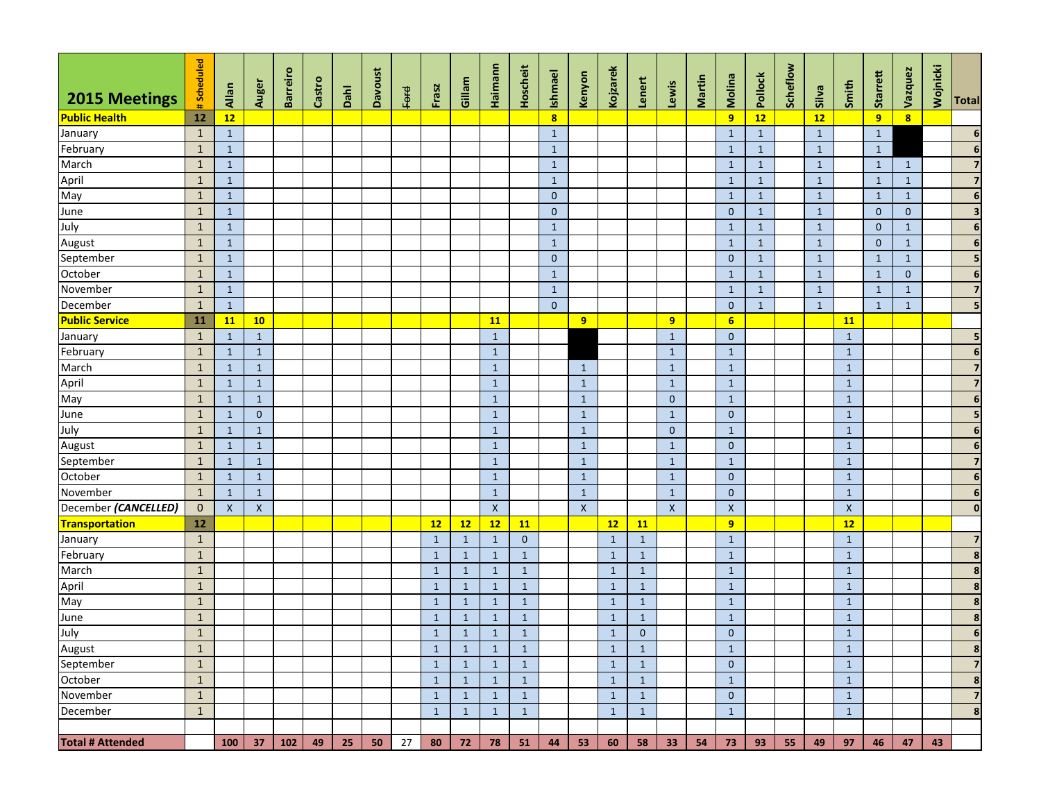| 2015 Meetings | # Scheduled | Allan | Auger | Barreiro | Castro | Dahl | Davoust | ~~Ford~~ | Frasz | Gillam | Haimann | Hoscheit | Ishmael | Kenyon | Kojarek | Lenert | Lewis | Martin | Molina | Pollock | Scheflow | Silva | Smith | Starrett | Vazquez | Wojnicki | Total |
|---|---|---|---|---|---|---|---|---|---|---|---|---|---|---|---|---|---|---|---|---|---|---|---|---|---|---|---|
| **Public Health** | **12** | **12** | | | | | | | | | | | **8** | | | | | | **9** | **12** | | **12** | | **9** | **8** | | |
| January | 1 | 1 | | | | | | | | | | | 1 | | | | | | 1 | 1 | | 1 | | 1 | | | 6 |
| February | 1 | 1 | | | | | | | | | | | 1 | | | | | | 1 | 1 | | 1 | | 1 | | | 6 |
| March | 1 | 1 | | | | | | | | | | | 1 | | | | | | 1 | 1 | | 1 | | 1 | 1 | | 7 |
| April | 1 | 1 | | | | | | | | | | | 1 | | | | | | 1 | 1 | | 1 | | 1 | 1 | | 7 |
| May | 1 | 1 | | | | | | | | | | | 0 | | | | | | 1 | 1 | | 1 | | 1 | 1 | | 6 |
| June | 1 | 1 | | | | | | | | | | | 0 | | | | | | 0 | 1 | | 1 | | 0 | 0 | | 3 |
| July | 1 | 1 | | | | | | | | | | | 1 | | | | | | 1 | 1 | | 1 | | 0 | 1 | | 6 |
| August | 1 | 1 | | | | | | | | | | | 1 | | | | | | 1 | 1 | | 1 | | 0 | 1 | | 6 |
| September | 1 | 1 | | | | | | | | | | | 0 | | | | | | 0 | 1 | | 1 | | 1 | 1 | | 5 |
| October | 1 | 1 | | | | | | | | | | | 1 | | | | | | 1 | 1 | | 1 | | 1 | 0 | | 6 |
| November | 1 | 1 | | | | | | | | | | | 1 | | | | | | 1 | 1 | | 1 | | 1 | 1 | | 7 |
| December | 1 | 1 | | | | | | | | | | | 0 | | | | | | 0 | 1 | | 1 | | 1 | 1 | | 5 |
| **Public Service** | **11** | **11** | **10** | | | | | | | | **11** | | | **9** | | | **9** | | **6** | | | | **11** | | | | |
| January | 1 | 1 | 1 | | | | | | | | 1 | | | | | | 1 | | 0 | | | | 1 | | | | 5 |
| February | 1 | 1 | 1 | | | | | | | | 1 | | | | | | 1 | | 1 | | | | 1 | | | | 6 |
| March | 1 | 1 | 1 | | | | | | | | 1 | | | 1 | | | 1 | | 1 | | | | 1 | | | | 7 |
| April | 1 | 1 | 1 | | | | | | | | 1 | | | 1 | | | 1 | | 1 | | | | 1 | | | | 7 |
| May | 1 | 1 | 1 | | | | | | | | 1 | | | 1 | | | 0 | | 1 | | | | 1 | | | | 6 |
| June | 1 | 1 | 0 | | | | | | | | 1 | | | 1 | | | 1 | | 0 | | | | 1 | | | | 5 |
| July | 1 | 1 | 1 | | | | | | | | 1 | | | 1 | | | 0 | | 1 | | | | 1 | | | | 6 |
| August | 1 | 1 | 1 | | | | | | | | 1 | | | 1 | | | 1 | | 0 | | | | 1 | | | | 6 |
| September | 1 | 1 | 1 | | | | | | | | 1 | | | 1 | | | 1 | | 1 | | | | 1 | | | | 7 |
| October | 1 | 1 | 1 | | | | | | | | 1 | | | 1 | | | 1 | | 0 | | | | 1 | | | | 6 |
| November | 1 | 1 | 1 | | | | | | | | 1 | | | 1 | | | 1 | | 0 | | | | 1 | | | | 6 |
| December ***(CANCELLED)*** | 0 | X | X | | | | | | | | X | | | X | | | X | | X | | | | X | | | | 0 |
| **Transportation** | **12** | | | | | | | | **12** | **12** | **12** | **11** | | | **12** | **11** | | | **9** | | | | **12** | | | | |
| January | 1 | | | | | | | | 1 | 1 | 1 | 0 | | | 1 | 1 | | | 1 | | | | 1 | | | | 7 |
| February | 1 | | | | | | | | 1 | 1 | 1 | 1 | | | 1 | 1 | | | 1 | | | | 1 | | | | 8 |
| March | 1 | | | | | | | | 1 | 1 | 1 | 1 | | | 1 | 1 | | | 1 | | | | 1 | | | | 8 |
| April | 1 | | | | | | | | 1 | 1 | 1 | 1 | | | 1 | 1 | | | 1 | | | | 1 | | | | 8 |
| May | 1 | | | | | | | | 1 | 1 | 1 | 1 | | | 1 | 1 | | | 1 | | | | 1 | | | | 8 |
| June | 1 | | | | | | | | 1 | 1 | 1 | 1 | | | 1 | 1 | | | 1 | | | | 1 | | | | 8 |
| July | 1 | | | | | | | | 1 | 1 | 1 | 1 | | | 1 | 0 | | | 0 | | | | 1 | | | | 6 |
| August | 1 | | | | | | | | 1 | 1 | 1 | 1 | | | 1 | 1 | | | 1 | | | | 1 | | | | 8 |
| September | 1 | | | | | | | | 1 | 1 | 1 | 1 | | | 1 | 1 | | | 0 | | | | 1 | | | | 7 |
| October | 1 | | | | | | | | 1 | 1 | 1 | 1 | | | 1 | 1 | | | 1 | | | | 1 | | | | 8 |
| November | 1 | | | | | | | | 1 | 1 | 1 | 1 | | | 1 | 1 | | | 0 | | | | 1 | | | | 7 |
| December | 1 | | | | | | | | 1 | 1 | 1 | 1 | | | 1 | 1 | | | 1 | | | | 1 | | | | 8 |
| **Total # Attended** | | **100** | **37** | **102** | **49** | **25** | **50** | 27 | **80** | **72** | **78** | **51** | **44** | **53** | **60** | **58** | **33** | **54** | **73** | **93** | **55** | **49** | **97** | **46** | **47** | **43** | |